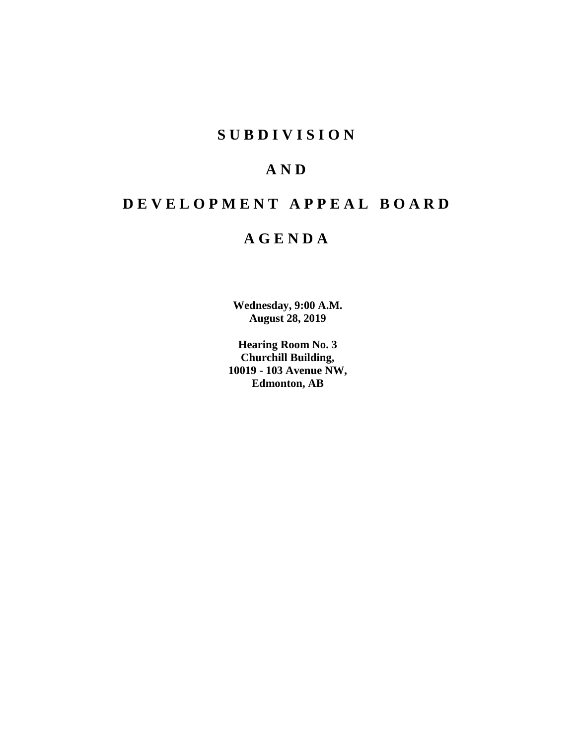# S U B D I V I S I O N

# A N D

# D E V E L O P M E N T  A P P E A L  B O A R D

# A G E N D A

**Wednesday, 9:00 A.M.**
**August 28, 2019**

**Hearing Room No. 3**
**Churchill Building,**
**10019 - 103 Avenue NW,**
**Edmonton, AB**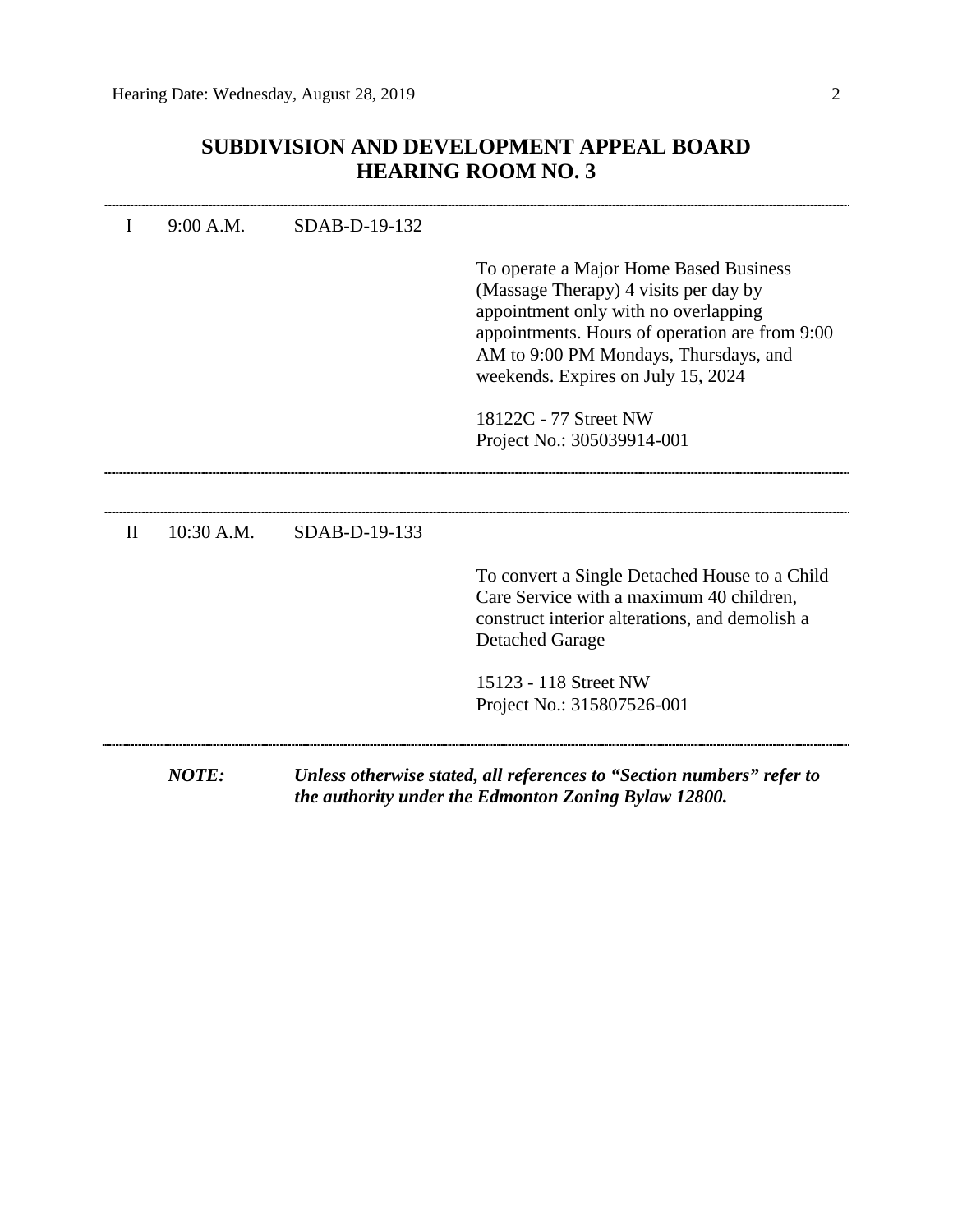# SUBDIVISION AND DEVELOPMENT APPEAL BOARD
# HEARING ROOM NO. 3

---

| | | | |
|---|---|---|---|
| I | 9:00 A.M. | SDAB-D-19-132 | To operate a Major Home Based Business (Massage Therapy) 4 visits per day by appointment only with no overlapping appointments. Hours of operation are from 9:00 AM to 9:00 PM Mondays, Thursdays, and weekends. Expires on July 15, 2024<br><br>18122C - 77 Street NW<br>Project No.: 305039914-001 |

---

| | | | |
|---|---|---|---|
| II | 10:30 A.M. | SDAB-D-19-133 | To convert a Single Detached House to a Child Care Service with a maximum 40 children, construct interior alterations, and demolish a Detached Garage<br><br>15123 - 118 Street NW<br>Project No.: 315807526-001 |

---

***NOTE:*** ***Unless otherwise stated, all references to "Section numbers" refer to the authority under the Edmonton Zoning Bylaw 12800.***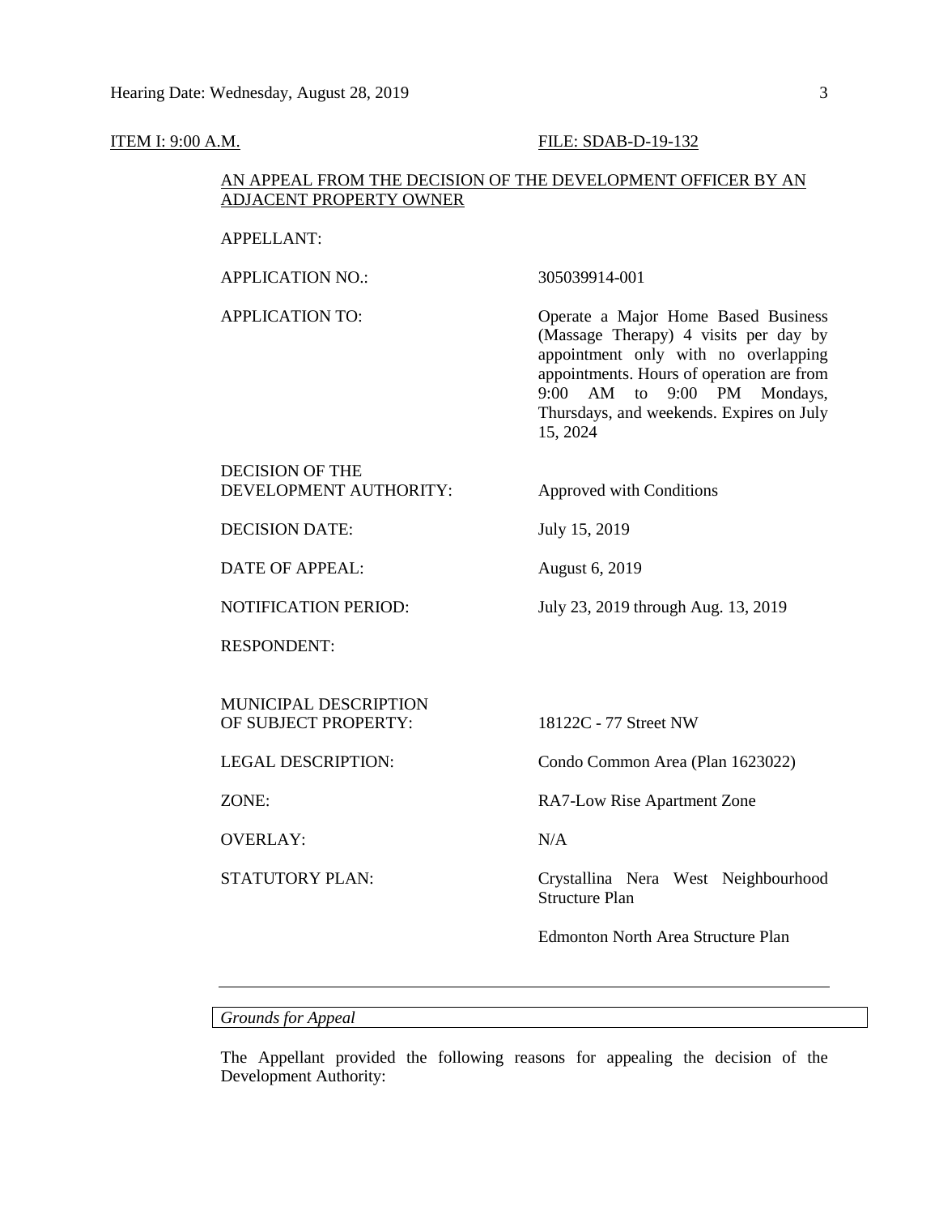<u>ITEM I: 9:00 A.M.</u> <u>FILE: SDAB-D-19-132</u>

<u>AN APPEAL FROM THE DECISION OF THE DEVELOPMENT OFFICER BY AN ADJACENT PROPERTY OWNER</u>

| | |
|---|---|
| APPELLANT: | |
| APPLICATION NO.: | 305039914-001 |
| APPLICATION TO: | Operate a Major Home Based Business (Massage Therapy) 4 visits per day by appointment only with no overlapping appointments. Hours of operation are from 9:00 AM to 9:00 PM Mondays, Thursdays, and weekends. Expires on July 15, 2024 |
| DECISION OF THE DEVELOPMENT AUTHORITY: | Approved with Conditions |
| DECISION DATE: | July 15, 2019 |
| DATE OF APPEAL: | August 6, 2019 |
| NOTIFICATION PERIOD: | July 23, 2019 through Aug. 13, 2019 |
| RESPONDENT: | |
| MUNICIPAL DESCRIPTION OF SUBJECT PROPERTY: | 18122C - 77 Street NW |
| LEGAL DESCRIPTION: | Condo Common Area (Plan 1623022) |
| ZONE: | RA7-Low Rise Apartment Zone |
| OVERLAY: | N/A |
| STATUTORY PLAN: | Crystallina Nera West Neighbourhood Structure Plan<br><br>Edmonton North Area Structure Plan |

---

*Grounds for Appeal*

The Appellant provided the following reasons for appealing the decision of the Development Authority: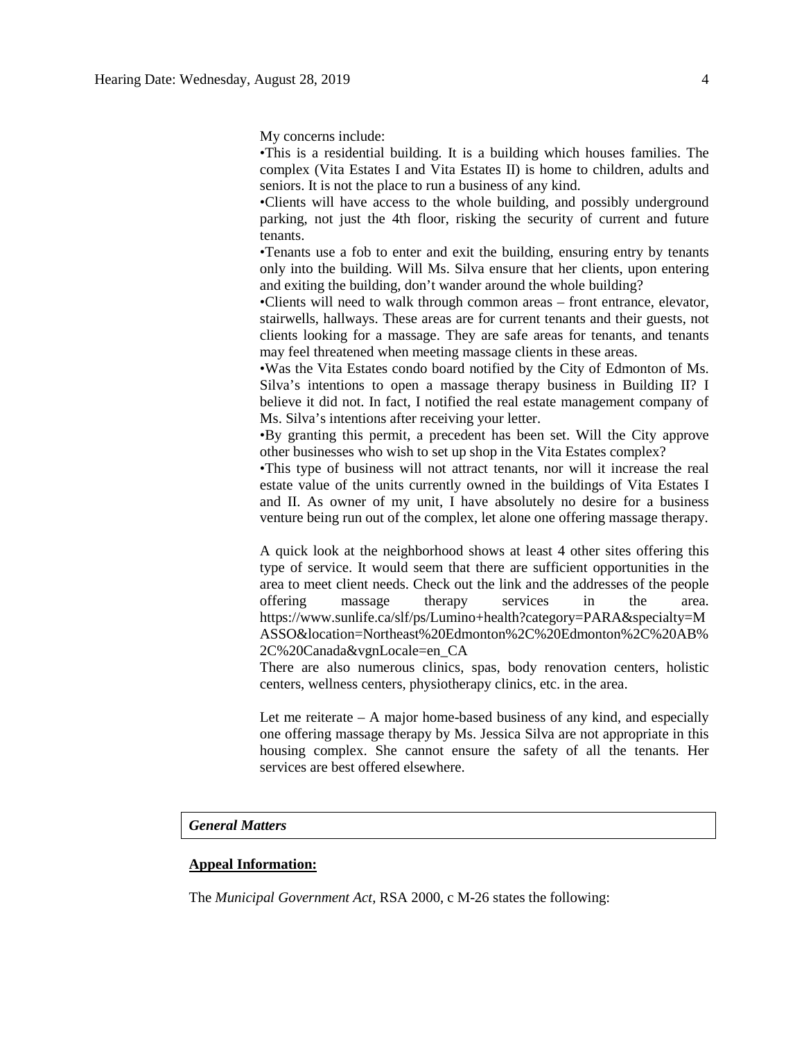My concerns include:

•This is a residential building. It is a building which houses families. The complex (Vita Estates I and Vita Estates II) is home to children, adults and seniors. It is not the place to run a business of any kind.

•Clients will have access to the whole building, and possibly underground parking, not just the 4th floor, risking the security of current and future tenants.

•Tenants use a fob to enter and exit the building, ensuring entry by tenants only into the building. Will Ms. Silva ensure that her clients, upon entering and exiting the building, don't wander around the whole building?

•Clients will need to walk through common areas – front entrance, elevator, stairwells, hallways. These areas are for current tenants and their guests, not clients looking for a massage. They are safe areas for tenants, and tenants may feel threatened when meeting massage clients in these areas.

•Was the Vita Estates condo board notified by the City of Edmonton of Ms. Silva's intentions to open a massage therapy business in Building II? I believe it did not. In fact, I notified the real estate management company of Ms. Silva's intentions after receiving your letter.

•By granting this permit, a precedent has been set. Will the City approve other businesses who wish to set up shop in the Vita Estates complex?

•This type of business will not attract tenants, nor will it increase the real estate value of the units currently owned in the buildings of Vita Estates I and II. As owner of my unit, I have absolutely no desire for a business venture being run out of the complex, let alone one offering massage therapy.

A quick look at the neighborhood shows at least 4 other sites offering this type of service. It would seem that there are sufficient opportunities in the area to meet client needs. Check out the link and the addresses of the people offering massage therapy services in the area. https://www.sunlife.ca/slf/ps/Lumino+health?category=PARA&specialty=MASSO&location=Northeast%20Edmonton%2C%20Edmonton%2C%20AB%2C%20Canada&vgnLocale=en_CA

There are also numerous clinics, spas, body renovation centers, holistic centers, wellness centers, physiotherapy clinics, etc. in the area.

Let me reiterate – A major home-based business of any kind, and especially one offering massage therapy by Ms. Jessica Silva are not appropriate in this housing complex. She cannot ensure the safety of all the tenants. Her services are best offered elsewhere.

***General Matters***

**Appeal Information:**

The *Municipal Government Act*, RSA 2000, c M-26 states the following: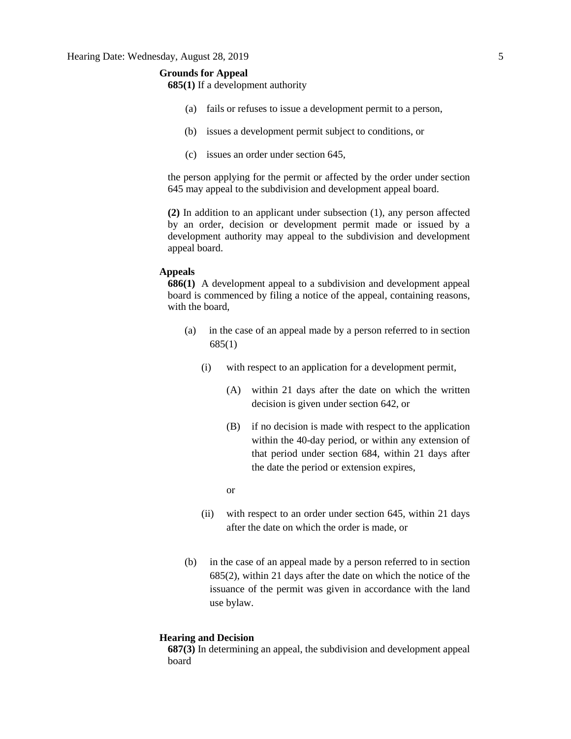**Grounds for Appeal**

**685(1)** If a development authority

(a) fails or refuses to issue a development permit to a person,

(b) issues a development permit subject to conditions, or

(c) issues an order under section 645,

the person applying for the permit or affected by the order under section 645 may appeal to the subdivision and development appeal board.

**(2)** In addition to an applicant under subsection (1), any person affected by an order, decision or development permit made or issued by a development authority may appeal to the subdivision and development appeal board.

**Appeals**

**686(1)** A development appeal to a subdivision and development appeal board is commenced by filing a notice of the appeal, containing reasons, with the board,

(a) in the case of an appeal made by a person referred to in section 685(1)

(i) with respect to an application for a development permit,

(A) within 21 days after the date on which the written decision is given under section 642, or

(B) if no decision is made with respect to the application within the 40-day period, or within any extension of that period under section 684, within 21 days after the date the period or extension expires,

or

(ii) with respect to an order under section 645, within 21 days after the date on which the order is made, or

(b) in the case of an appeal made by a person referred to in section 685(2), within 21 days after the date on which the notice of the issuance of the permit was given in accordance with the land use bylaw.

**Hearing and Decision**

**687(3)** In determining an appeal, the subdivision and development appeal board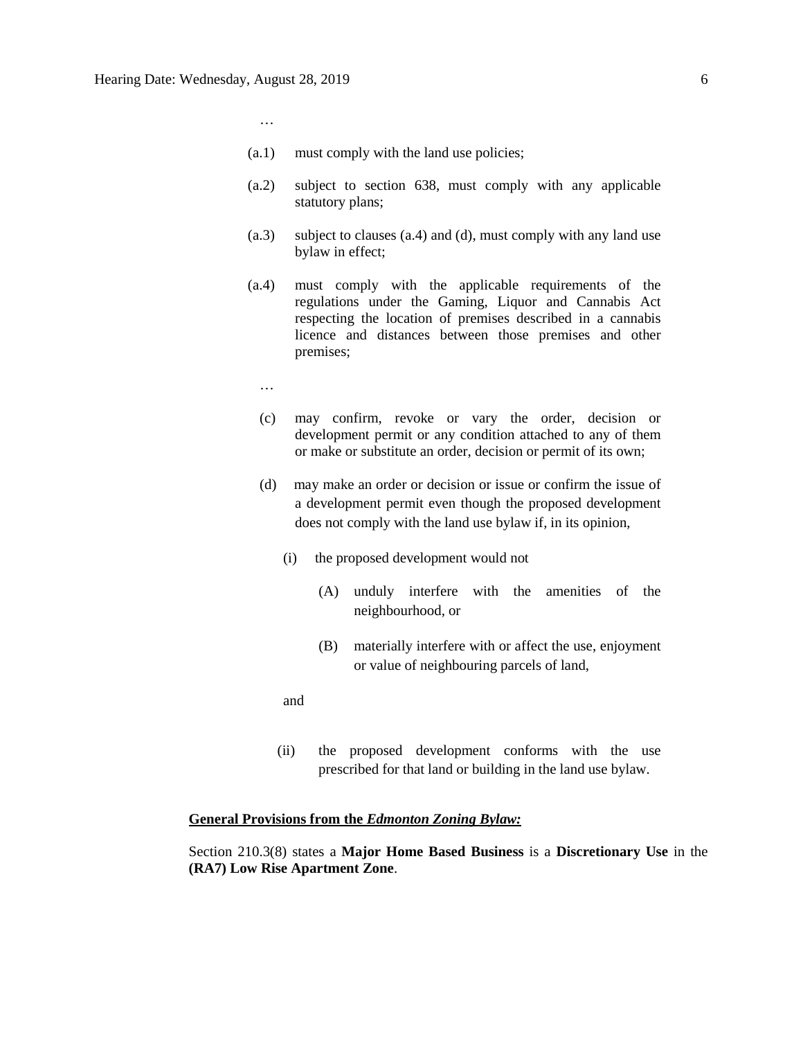…

(a.1) must comply with the land use policies;

(a.2) subject to section 638, must comply with any applicable statutory plans;

(a.3) subject to clauses (a.4) and (d), must comply with any land use bylaw in effect;

(a.4) must comply with the applicable requirements of the regulations under the Gaming, Liquor and Cannabis Act respecting the location of premises described in a cannabis licence and distances between those premises and other premises;

…

(c) may confirm, revoke or vary the order, decision or development permit or any condition attached to any of them or make or substitute an order, decision or permit of its own;

(d) may make an order or decision or issue or confirm the issue of a development permit even though the proposed development does not comply with the land use bylaw if, in its opinion,

(i) the proposed development would not

(A) unduly interfere with the amenities of the neighbourhood, or

(B) materially interfere with or affect the use, enjoyment or value of neighbouring parcels of land,

and

(ii) the proposed development conforms with the use prescribed for that land or building in the land use bylaw.

**<u>General Provisions from the *Edmonton Zoning Bylaw:*</u>**

Section 210.3(8) states a **Major Home Based Business** is a **Discretionary Use** in the **(RA7) Low Rise Apartment Zone**.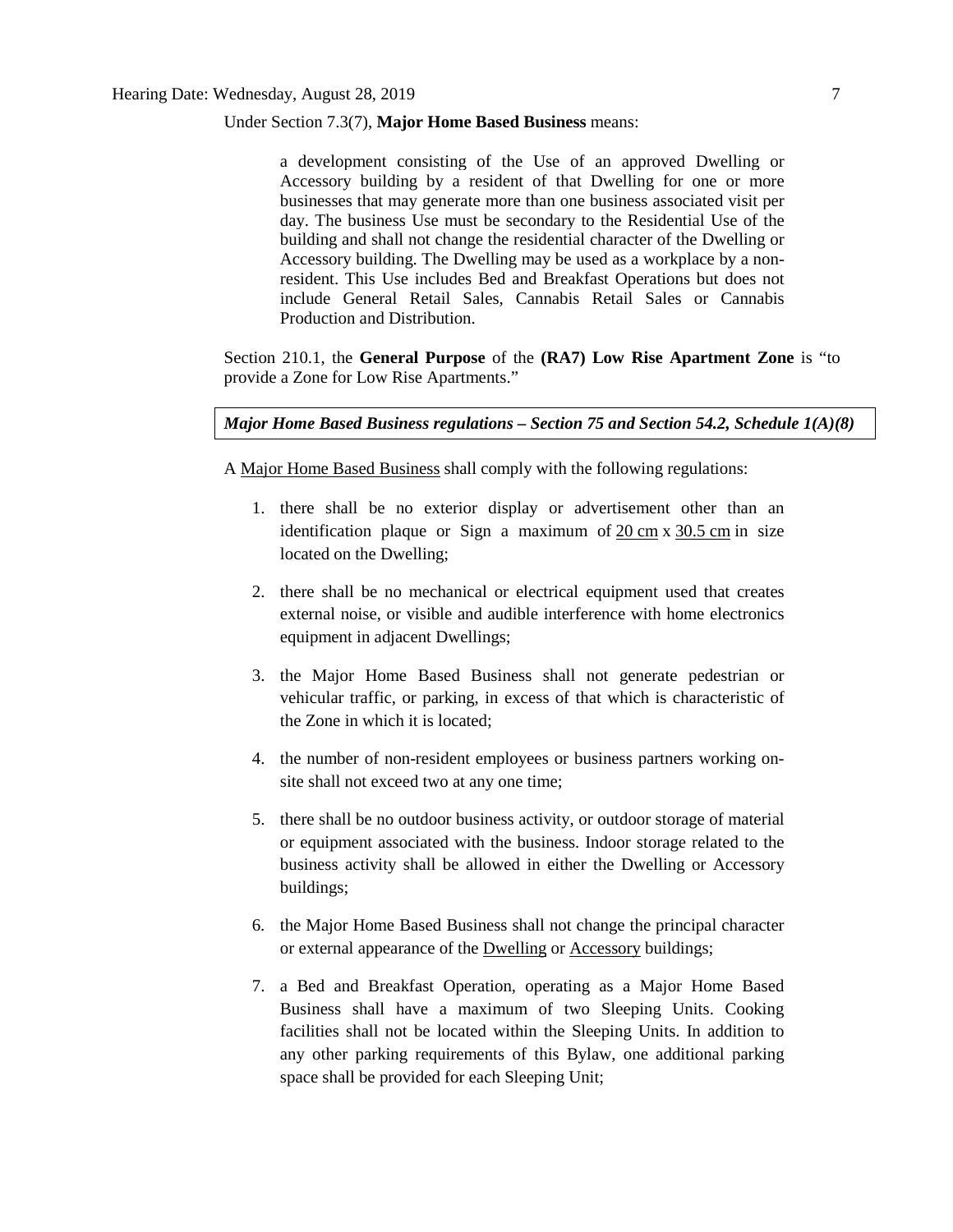Under Section 7.3(7), **Major Home Based Business** means:

> a development consisting of the Use of an approved Dwelling or Accessory building by a resident of that Dwelling for one or more businesses that may generate more than one business associated visit per day. The business Use must be secondary to the Residential Use of the building and shall not change the residential character of the Dwelling or Accessory building. The Dwelling may be used as a workplace by a non-resident. This Use includes Bed and Breakfast Operations but does not include General Retail Sales, Cannabis Retail Sales or Cannabis Production and Distribution.

Section 210.1, the **General Purpose** of the **(RA7) Low Rise Apartment Zone** is "to provide a Zone for Low Rise Apartments."

***Major Home Based Business regulations – Section 75 and Section 54.2, Schedule 1(A)(8)***

A Major Home Based Business shall comply with the following regulations:

1. there shall be no exterior display or advertisement other than an identification plaque or Sign a maximum of 20 cm x 30.5 cm in size located on the Dwelling;
2. there shall be no mechanical or electrical equipment used that creates external noise, or visible and audible interference with home electronics equipment in adjacent Dwellings;
3. the Major Home Based Business shall not generate pedestrian or vehicular traffic, or parking, in excess of that which is characteristic of the Zone in which it is located;
4. the number of non-resident employees or business partners working on-site shall not exceed two at any one time;
5. there shall be no outdoor business activity, or outdoor storage of material or equipment associated with the business. Indoor storage related to the business activity shall be allowed in either the Dwelling or Accessory buildings;
6. the Major Home Based Business shall not change the principal character or external appearance of the Dwelling or Accessory buildings;
7. a Bed and Breakfast Operation, operating as a Major Home Based Business shall have a maximum of two Sleeping Units. Cooking facilities shall not be located within the Sleeping Units. In addition to any other parking requirements of this Bylaw, one additional parking space shall be provided for each Sleeping Unit;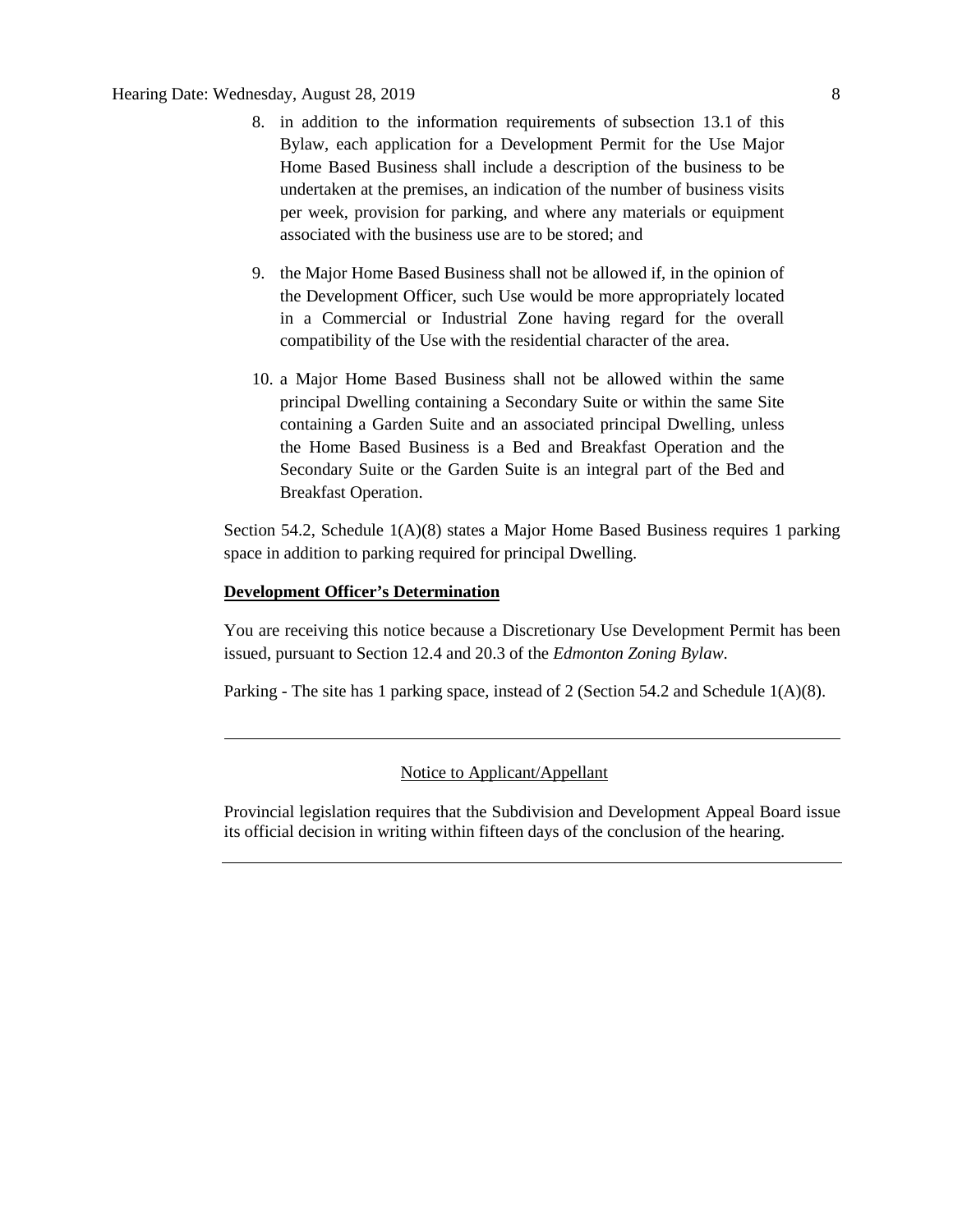8. in addition to the information requirements of subsection 13.1 of this Bylaw, each application for a Development Permit for the Use Major Home Based Business shall include a description of the business to be undertaken at the premises, an indication of the number of business visits per week, provision for parking, and where any materials or equipment associated with the business use are to be stored; and

9. the Major Home Based Business shall not be allowed if, in the opinion of the Development Officer, such Use would be more appropriately located in a Commercial or Industrial Zone having regard for the overall compatibility of the Use with the residential character of the area.

10. a Major Home Based Business shall not be allowed within the same principal Dwelling containing a Secondary Suite or within the same Site containing a Garden Suite and an associated principal Dwelling, unless the Home Based Business is a Bed and Breakfast Operation and the Secondary Suite or the Garden Suite is an integral part of the Bed and Breakfast Operation.

Section 54.2, Schedule 1(A)(8) states a Major Home Based Business requires 1 parking space in addition to parking required for principal Dwelling.

**Development Officer's Determination**

You are receiving this notice because a Discretionary Use Development Permit has been issued, pursuant to Section 12.4 and 20.3 of the *Edmonton Zoning Bylaw*.

Parking - The site has 1 parking space, instead of 2 (Section 54.2 and Schedule 1(A)(8).

---

Notice to Applicant/Appellant

Provincial legislation requires that the Subdivision and Development Appeal Board issue its official decision in writing within fifteen days of the conclusion of the hearing.

---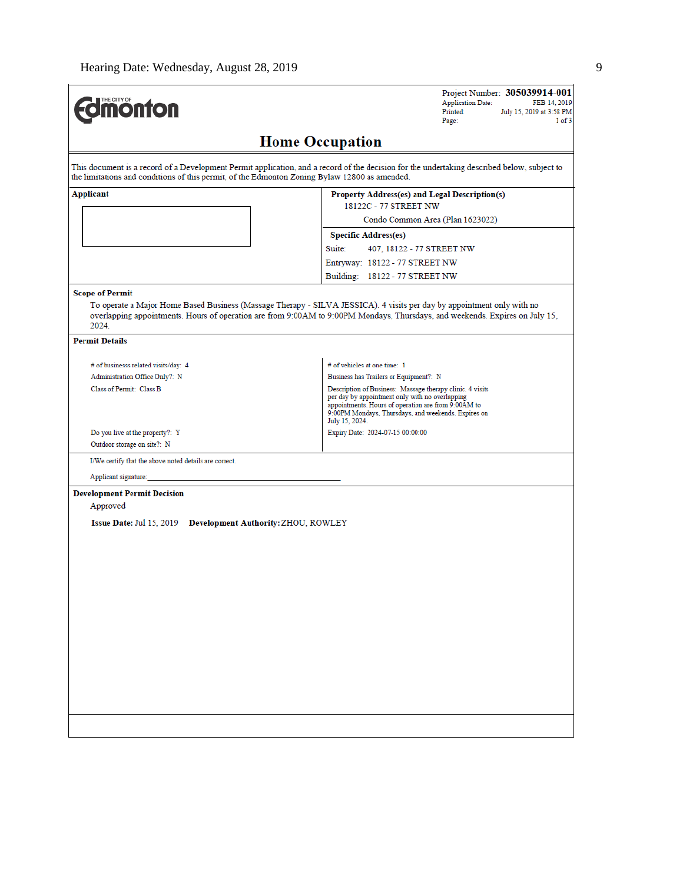Hearing Date: Wednesday, August 28, 2019

**The City of Edmonton**

Project Number: **305039914-001**
Application Date: FEB 14, 2019
Printed: July 15, 2019 at 3:58 PM
Page: 1 of 3

# Home Occupation

This document is a record of a Development Permit application, and a record of the decision for the undertaking described below, subject to the limitations and conditions of this permit, of the Edmonton Zoning Bylaw 12800 as amended.

| **Applicant** | **Property Address(es) and Legal Description(s)** |
|---|---|
| | 18122C - 77 STREET NW<br>Condo Common Area (Plan 1623022) |
| | **Specific Address(es)** |
| | Suite: 407, 18122 - 77 STREET NW<br>Entryway: 18122 - 77 STREET NW<br>Building: 18122 - 77 STREET NW |

**Scope of Permit**

To operate a Major Home Based Business (Massage Therapy - SILVA JESSICA). 4 visits per day by appointment only with no overlapping appointments. Hours of operation are from 9:00AM to 9:00PM Mondays, Thursdays, and weekends. Expires on July 15, 2024.

**Permit Details**

| | |
|---|---|
| # of businesss related visits/day: 4 | # of vehicles at one time: 1 |
| Administration Office Only?: N | Business has Trailers or Equipment?: N |
| Class of Permit: Class B | Description of Business: Massage therapy clinic. 4 visits per day by appointment only with no overlapping appointments. Hours of operation are from 9:00AM to 9:00PM Mondays, Thursdays, and weekends. Expires on July 15, 2024. |
| Do you live at the property?: Y | Expiry Date: 2024-07-15 00:00:00 |
| Outdoor storage on site?: N | |

I/We certify that the above noted details are correct.

Applicant signature:_______________________________

**Development Permit Decision**

Approved

**Issue Date:** Jul 15, 2019 **Development Authority:** ZHOU, ROWLEY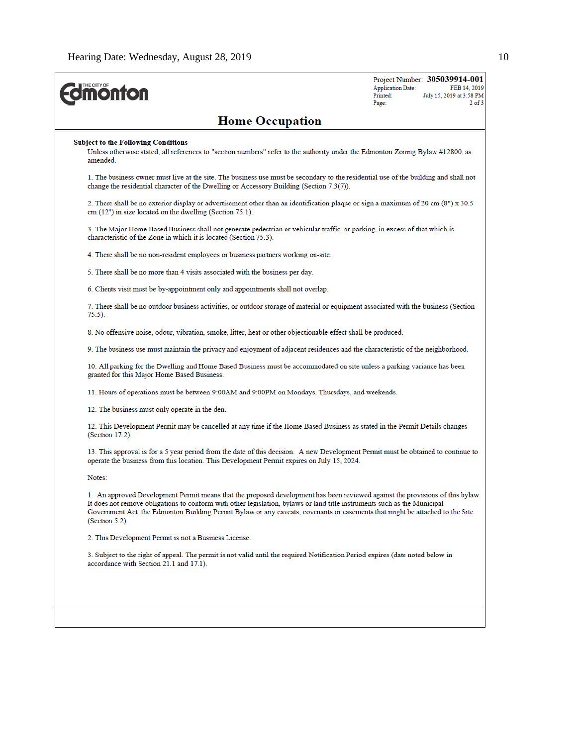Project Number: **305039914-001**
Application Date: FEB 14, 2019
Printed: July 15, 2019 at 3:58 PM
Page: 2 of 3

# Home Occupation

**Subject to the Following Conditions**

Unless otherwise stated, all references to "section numbers" refer to the authority under the Edmonton Zoning Bylaw #12800, as amended.

1. The business owner must live at the site. The business use must be secondary to the residential use of the building and shall not change the residential character of the Dwelling or Accessory Building (Section 7.3(7)).

2. There shall be no exterior display or advertisement other than an identification plaque or sign a maximum of 20 cm (8") x 30.5 cm (12") in size located on the dwelling (Section 75.1).

3. The Major Home Based Business shall not generate pedestrian or vehicular traffic, or parking, in excess of that which is characteristic of the Zone in which it is located (Section 75.3).

4. There shall be no non-resident employees or business partners working on-site.

5. There shall be no more than 4 visits associated with the business per day.

6. Clients visit must be by-appointment only and appointments shall not overlap.

7. There shall be no outdoor business activities, or outdoor storage of material or equipment associated with the business (Section 75.5).

8. No offensive noise, odour, vibration, smoke, litter, heat or other objectionable effect shall be produced.

9. The business use must maintain the privacy and enjoyment of adjacent residences and the characteristic of the neighborhood.

10. All parking for the Dwelling and Home Based Business must be accommodated on site unless a parking variance has been granted for this Major Home Based Business.

11. Hours of operations must be between 9:00AM and 9:00PM on Mondays, Thursdays, and weekends.

12. The business must only operate in the den.

12. This Development Permit may be cancelled at any time if the Home Based Business as stated in the Permit Details changes (Section 17.2).

13. This approval is for a 5 year period from the date of this decision. A new Development Permit must be obtained to continue to operate the business from this location. This Development Permit expires on July 15, 2024.

Notes:

1. An approved Development Permit means that the proposed development has been reviewed against the provisions of this bylaw. It does not remove obligations to conform with other legislation, bylaws or land title instruments such as the Municipal Government Act, the Edmonton Building Permit Bylaw or any caveats, covenants or easements that might be attached to the Site (Section 5.2).

2. This Development Permit is not a Business License.

3. Subject to the right of appeal. The permit is not valid until the required Notification Period expires (date noted below in accordance with Section 21.1 and 17.1).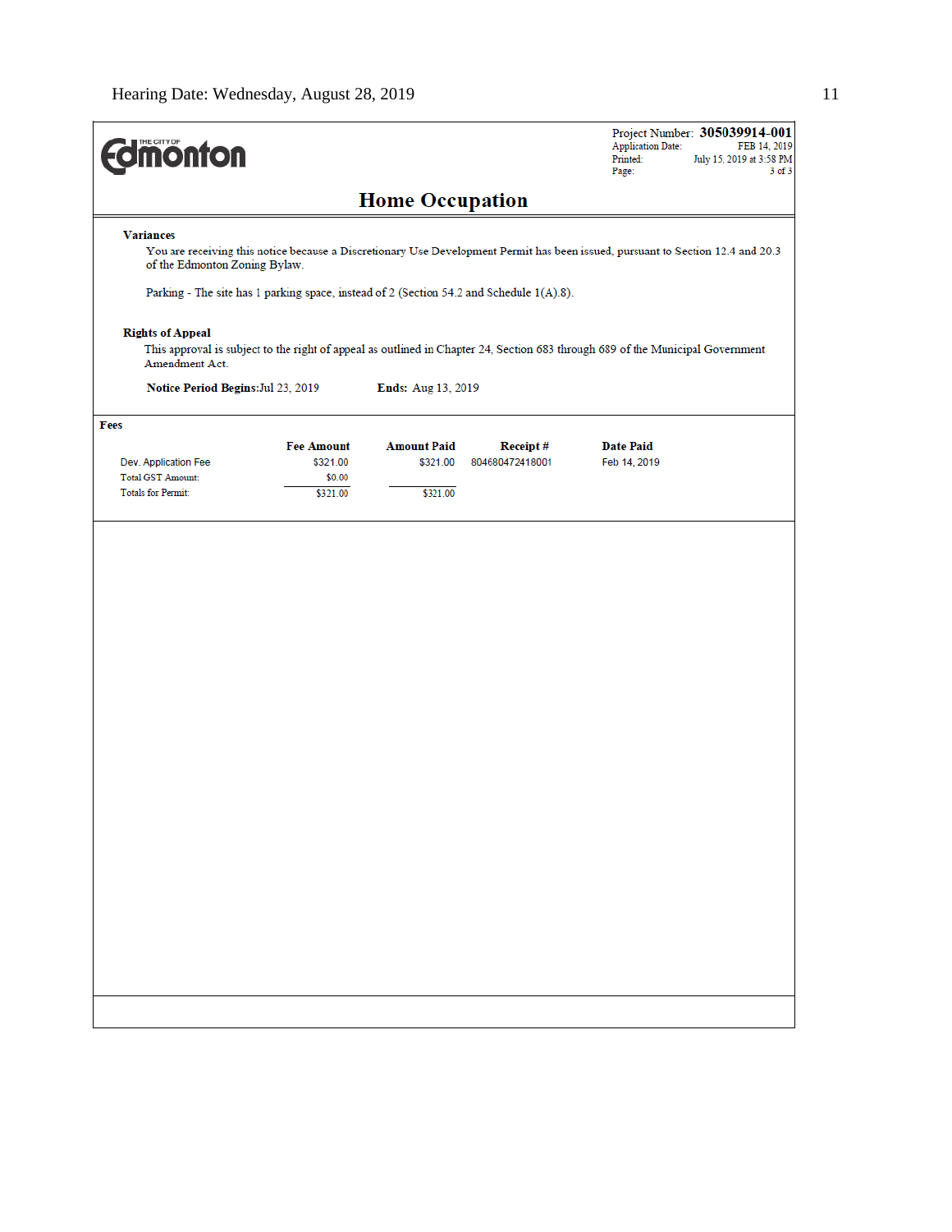Project Number: **305039914-001**
Application Date: FEB 14, 2019
Printed: July 15, 2019 at 3:58 PM

# Home Occupation

### Variances

You are receiving this notice because a Discretionary Use Development Permit has been issued, pursuant to Section 12.4 and 20.3 of the Edmonton Zoning Bylaw.

Parking - The site has 1 parking space, instead of 2 (Section 54.2 and Schedule 1(A).8).

### Rights of Appeal

This approval is subject to the right of appeal as outlined in Chapter 24, Section 683 through 689 of the Municipal Government Amendment Act.

**Notice Period Begins:** Jul 23, 2019 **Ends:** Aug 13, 2019

### Fees

| | Fee Amount | Amount Paid | Receipt # | Date Paid |
|---|---|---|---|---|
| Dev. Application Fee | $321.00 | $321.00 | 804680472418001 | Feb 14, 2019 |
| Total GST Amount: | $0.00 | | | |
| Totals for Permit: | $321.00 | $321.00 | | |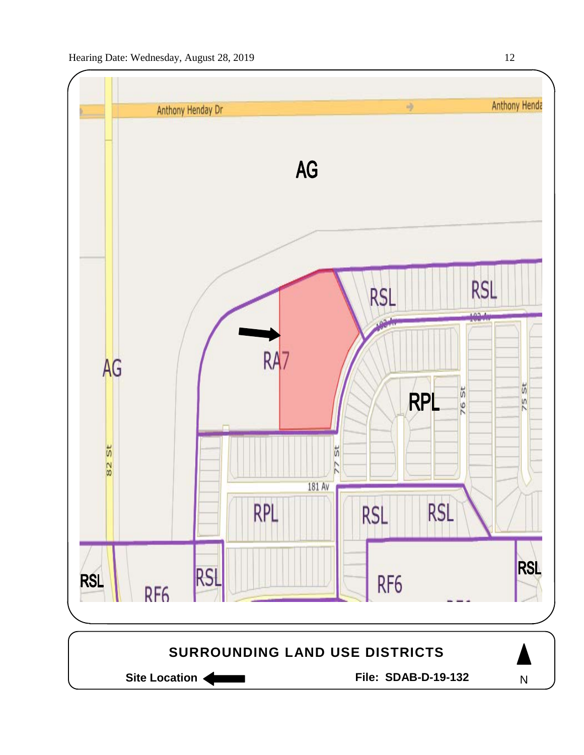AG

Anthony Henday Dr

Anthony Henday

RSL

RSL

RA7

AG

82 St

RPL

76 St

75 St

77 St

181 Av

RPL

RSL

RSL

RSL

RSL

RF6

RF6

RSL

**SURROUNDING LAND USE DISTRICTS**

**Site Location** ⟵

**File: SDAB-D-19-132**

N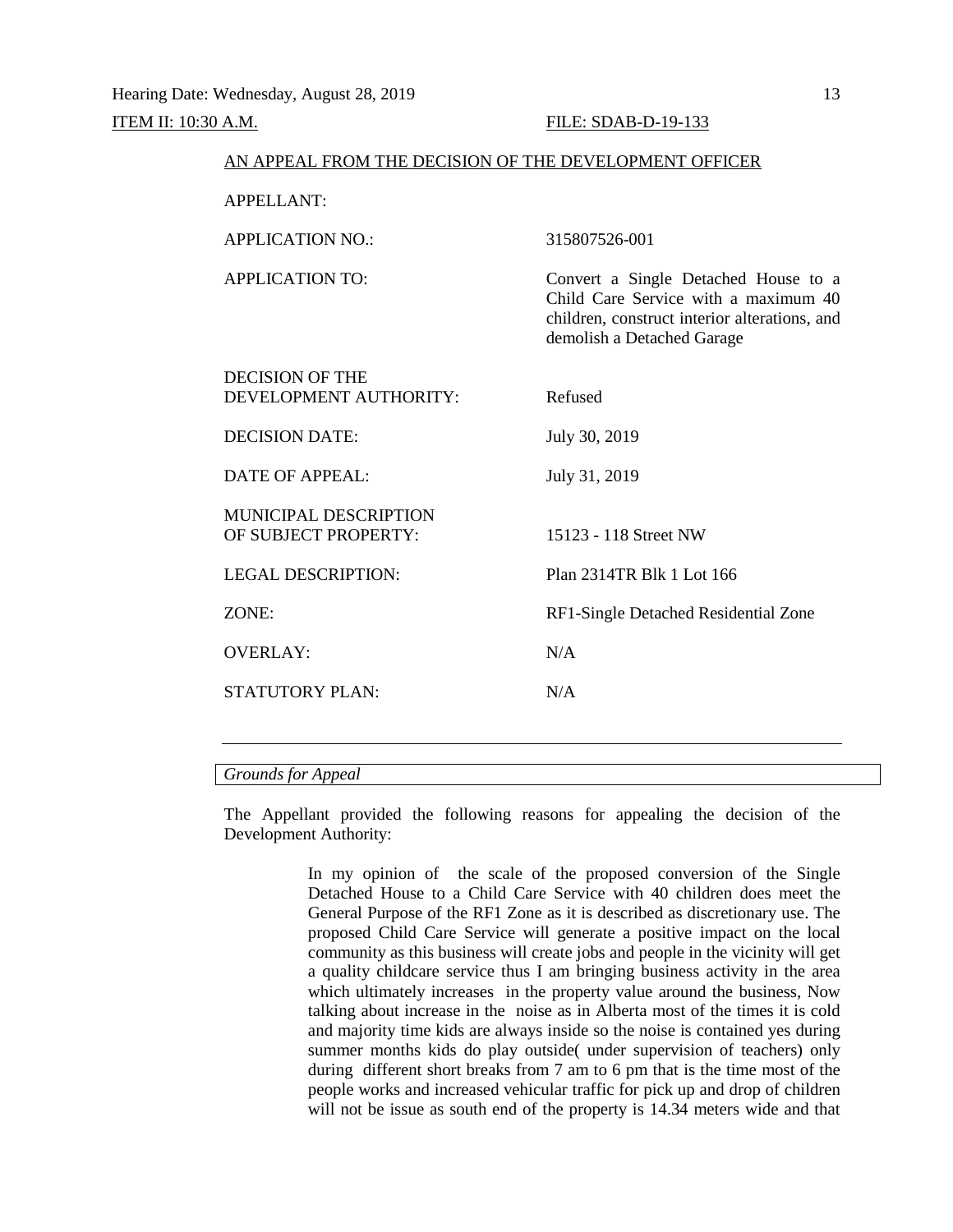Hearing Date: Wednesday, August 28, 2019

ITEM II: 10:30 A.M. FILE: SDAB-D-19-133

AN APPEAL FROM THE DECISION OF THE DEVELOPMENT OFFICER

| | |
|---|---|
| APPELLANT: | |
| APPLICATION NO.: | 315807526-001 |
| APPLICATION TO: | Convert a Single Detached House to a Child Care Service with a maximum 40 children, construct interior alterations, and demolish a Detached Garage |
| DECISION OF THE DEVELOPMENT AUTHORITY: | Refused |
| DECISION DATE: | July 30, 2019 |
| DATE OF APPEAL: | July 31, 2019 |
| MUNICIPAL DESCRIPTION OF SUBJECT PROPERTY: | 15123 - 118 Street NW |
| LEGAL DESCRIPTION: | Plan 2314TR Blk 1 Lot 166 |
| ZONE: | RF1-Single Detached Residential Zone |
| OVERLAY: | N/A |
| STATUTORY PLAN: | N/A |

---

*Grounds for Appeal*

The Appellant provided the following reasons for appealing the decision of the Development Authority:

> In my opinion of the scale of the proposed conversion of the Single Detached House to a Child Care Service with 40 children does meet the General Purpose of the RF1 Zone as it is described as discretionary use. The proposed Child Care Service will generate a positive impact on the local community as this business will create jobs and people in the vicinity will get a quality childcare service thus I am bringing business activity in the area which ultimately increases in the property value around the business, Now talking about increase in the noise as in Alberta most of the times it is cold and majority time kids are always inside so the noise is contained yes during summer months kids do play outside( under supervision of teachers) only during different short breaks from 7 am to 6 pm that is the time most of the people works and increased vehicular traffic for pick up and drop of children will not be issue as south end of the property is 14.34 meters wide and that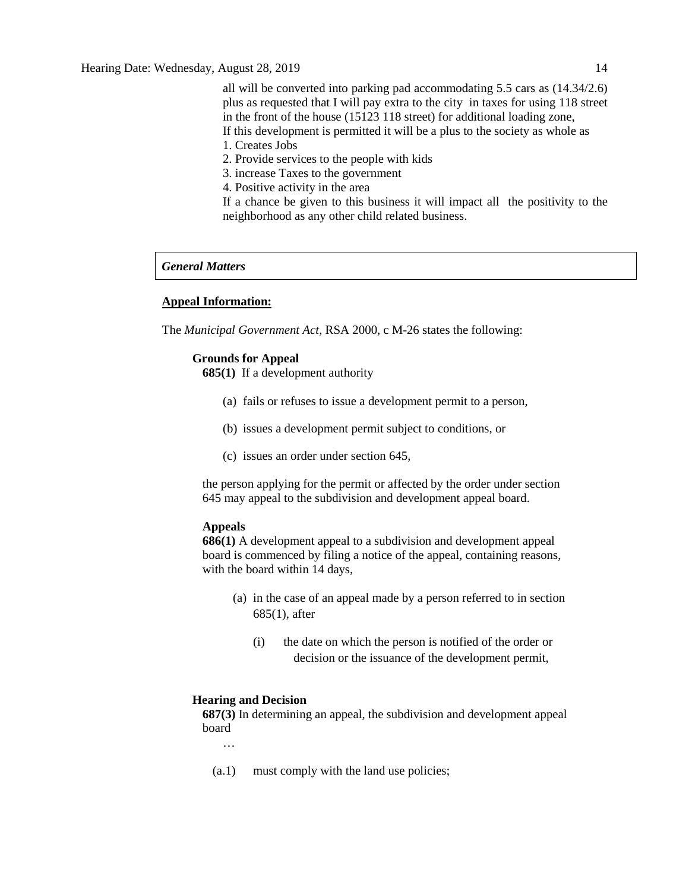all will be converted into parking pad accommodating 5.5 cars as (14.34/2.6) plus as requested that I will pay extra to the city in taxes for using 118 street in the front of the house (15123 118 street) for additional loading zone,

If this development is permitted it will be a plus to the society as whole as

1. Creates Jobs
2. Provide services to the people with kids
3. increase Taxes to the government
4. Positive activity in the area

If a chance be given to this business it will impact all the positivity to the neighborhood as any other child related business.

## *General Matters*

**Appeal Information:**

The *Municipal Government Act*, RSA 2000, c M-26 states the following:

**Grounds for Appeal**

**685(1)** If a development authority

(a) fails or refuses to issue a development permit to a person,

(b) issues a development permit subject to conditions, or

(c) issues an order under section 645,

the person applying for the permit or affected by the order under section 645 may appeal to the subdivision and development appeal board.

**Appeals**

**686(1)** A development appeal to a subdivision and development appeal board is commenced by filing a notice of the appeal, containing reasons, with the board within 14 days,

(a) in the case of an appeal made by a person referred to in section 685(1), after

(i) the date on which the person is notified of the order or decision or the issuance of the development permit,

**Hearing and Decision**

**687(3)** In determining an appeal, the subdivision and development appeal board

…

(a.1) must comply with the land use policies;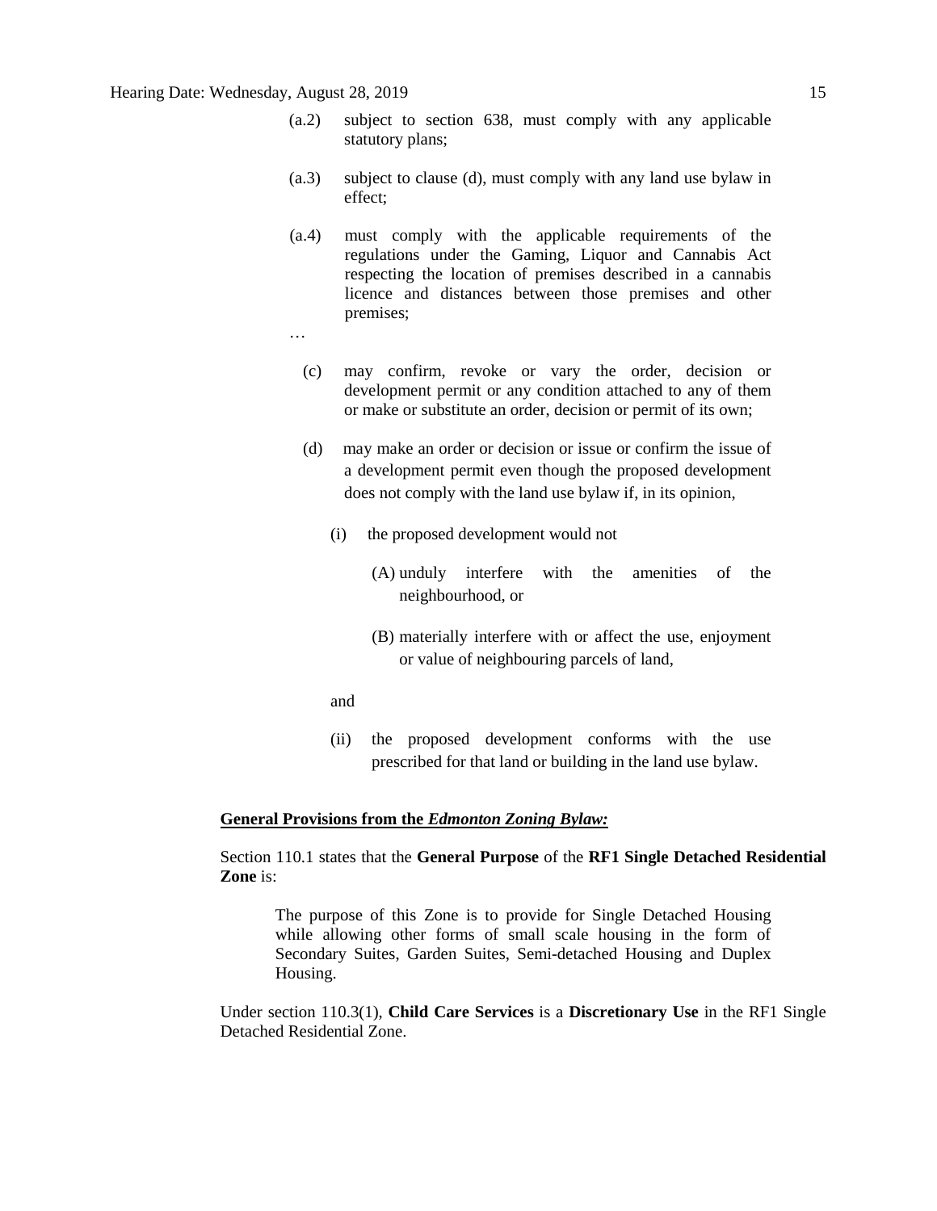(a.2) subject to section 638, must comply with any applicable statutory plans;

(a.3) subject to clause (d), must comply with any land use bylaw in effect;

(a.4) must comply with the applicable requirements of the regulations under the Gaming, Liquor and Cannabis Act respecting the location of premises described in a cannabis licence and distances between those premises and other premises;

…

(c) may confirm, revoke or vary the order, decision or development permit or any condition attached to any of them or make or substitute an order, decision or permit of its own;

(d) may make an order or decision or issue or confirm the issue of a development permit even though the proposed development does not comply with the land use bylaw if, in its opinion,

(i) the proposed development would not

(A) unduly interfere with the amenities of the neighbourhood, or

(B) materially interfere with or affect the use, enjoyment or value of neighbouring parcels of land,

and

(ii) the proposed development conforms with the use prescribed for that land or building in the land use bylaw.

**General Provisions from the *Edmonton Zoning Bylaw:***

Section 110.1 states that the **General Purpose** of the **RF1 Single Detached Residential Zone** is:

> The purpose of this Zone is to provide for Single Detached Housing while allowing other forms of small scale housing in the form of Secondary Suites, Garden Suites, Semi-detached Housing and Duplex Housing.

Under section 110.3(1), **Child Care Services** is a **Discretionary Use** in the RF1 Single Detached Residential Zone.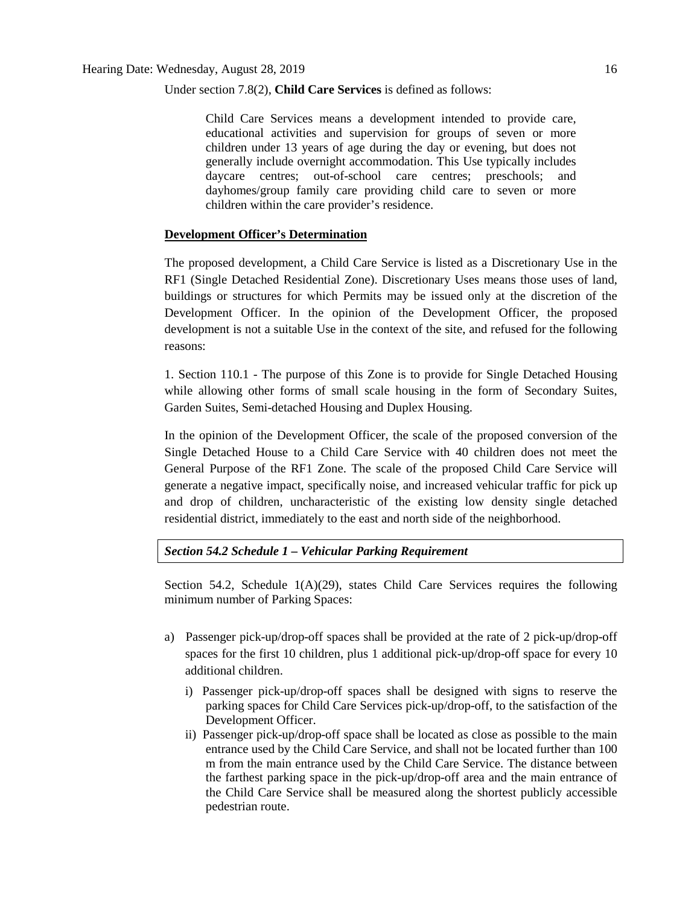Under section 7.8(2), **Child Care Services** is defined as follows:

> Child Care Services means a development intended to provide care, educational activities and supervision for groups of seven or more children under 13 years of age during the day or evening, but does not generally include overnight accommodation. This Use typically includes daycare centres; out-of-school care centres; preschools; and dayhomes/group family care providing child care to seven or more children within the care provider's residence.

**Development Officer's Determination**

The proposed development, a Child Care Service is listed as a Discretionary Use in the RF1 (Single Detached Residential Zone). Discretionary Uses means those uses of land, buildings or structures for which Permits may be issued only at the discretion of the Development Officer. In the opinion of the Development Officer, the proposed development is not a suitable Use in the context of the site, and refused for the following reasons:

1. Section 110.1 - The purpose of this Zone is to provide for Single Detached Housing while allowing other forms of small scale housing in the form of Secondary Suites, Garden Suites, Semi-detached Housing and Duplex Housing.

In the opinion of the Development Officer, the scale of the proposed conversion of the Single Detached House to a Child Care Service with 40 children does not meet the General Purpose of the RF1 Zone. The scale of the proposed Child Care Service will generate a negative impact, specifically noise, and increased vehicular traffic for pick up and drop of children, uncharacteristic of the existing low density single detached residential district, immediately to the east and north side of the neighborhood.

***Section 54.2 Schedule 1 – Vehicular Parking Requirement***

Section 54.2, Schedule 1(A)(29), states Child Care Services requires the following minimum number of Parking Spaces:

a) Passenger pick-up/drop-off spaces shall be provided at the rate of 2 pick-up/drop-off spaces for the first 10 children, plus 1 additional pick-up/drop-off space for every 10 additional children.

   i) Passenger pick-up/drop-off spaces shall be designed with signs to reserve the parking spaces for Child Care Services pick-up/drop-off, to the satisfaction of the Development Officer.

   ii) Passenger pick-up/drop-off space shall be located as close as possible to the main entrance used by the Child Care Service, and shall not be located further than 100 m from the main entrance used by the Child Care Service. The distance between the farthest parking space in the pick-up/drop-off area and the main entrance of the Child Care Service shall be measured along the shortest publicly accessible pedestrian route.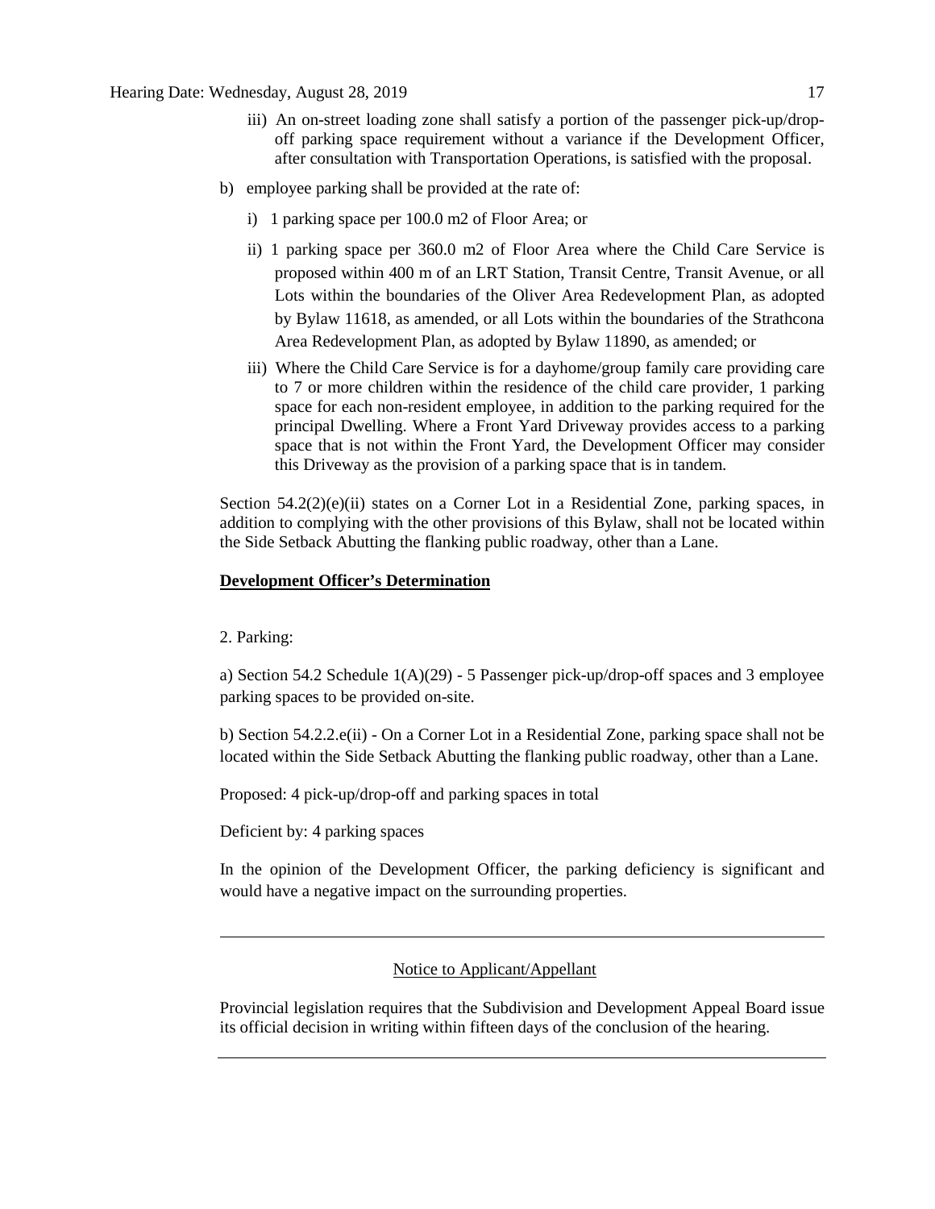iii) An on-street loading zone shall satisfy a portion of the passenger pick-up/drop-off parking space requirement without a variance if the Development Officer, after consultation with Transportation Operations, is satisfied with the proposal.

b) employee parking shall be provided at the rate of:

i) 1 parking space per 100.0 m2 of Floor Area; or

ii) 1 parking space per 360.0 m2 of Floor Area where the Child Care Service is proposed within 400 m of an LRT Station, Transit Centre, Transit Avenue, or all Lots within the boundaries of the Oliver Area Redevelopment Plan, as adopted by Bylaw 11618, as amended, or all Lots within the boundaries of the Strathcona Area Redevelopment Plan, as adopted by Bylaw 11890, as amended; or

iii) Where the Child Care Service is for a dayhome/group family care providing care to 7 or more children within the residence of the child care provider, 1 parking space for each non-resident employee, in addition to the parking required for the principal Dwelling. Where a Front Yard Driveway provides access to a parking space that is not within the Front Yard, the Development Officer may consider this Driveway as the provision of a parking space that is in tandem.

Section 54.2(2)(e)(ii) states on a Corner Lot in a Residential Zone, parking spaces, in addition to complying with the other provisions of this Bylaw, shall not be located within the Side Setback Abutting the flanking public roadway, other than a Lane.

**Development Officer's Determination**

2. Parking:

a) Section 54.2 Schedule 1(A)(29) - 5 Passenger pick-up/drop-off spaces and 3 employee parking spaces to be provided on-site.

b) Section 54.2.2.e(ii) - On a Corner Lot in a Residential Zone, parking space shall not be located within the Side Setback Abutting the flanking public roadway, other than a Lane.

Proposed: 4 pick-up/drop-off and parking spaces in total

Deficient by: 4 parking spaces

In the opinion of the Development Officer, the parking deficiency is significant and would have a negative impact on the surrounding properties.

---

Notice to Applicant/Appellant

Provincial legislation requires that the Subdivision and Development Appeal Board issue its official decision in writing within fifteen days of the conclusion of the hearing.

---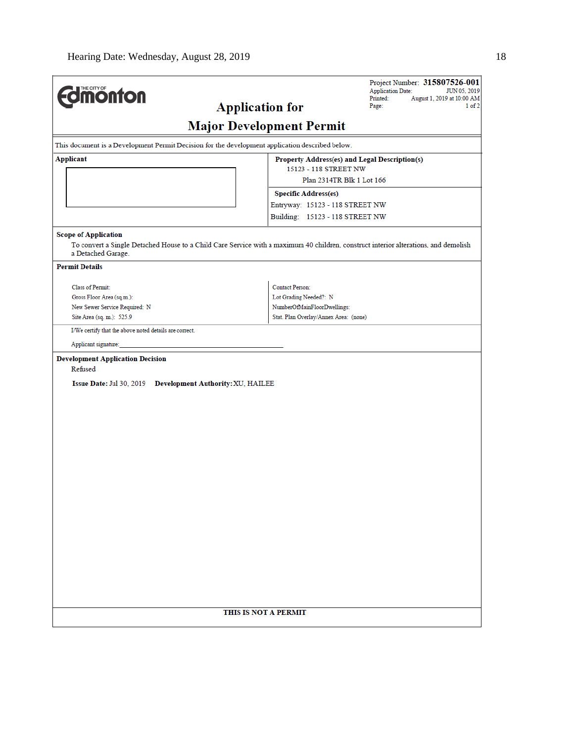THE CITY OF Edmonton

# Application for Major Development Permit

Project Number: **315807526-001**
Application Date: JUN 05, 2019
Printed: August 1, 2019 at 10:00 AM

This document is a Development Permit Decision for the development application described below.

| Applicant | Property Address(es) and Legal Description(s) |
| --- | --- |
| | 15123 - 118 STREET NW<br>Plan 2314TR Blk 1 Lot 166 |
| | **Specific Address(es)**<br>Entryway: 15123 - 118 STREET NW<br>Building: 15123 - 118 STREET NW |

**Scope of Application**

To convert a Single Detached House to a Child Care Service with a maximum 40 children, construct interior alterations, and demolish a Detached Garage.

**Permit Details**

| | |
| --- | --- |
| Class of Permit: | Contact Person: |
| Gross Floor Area (sq.m.): | Lot Grading Needed?: N |
| New Sewer Service Required: N | NumberOfMainFloorDwellings: |
| Site Area (sq. m.): 525.9 | Stat. Plan Overlay/Annex Area: (none) |

I/We certify that the above noted details are correct.

Applicant signature:_______________________________________

**Development Application Decision**

Refused

**Issue Date:** Jul 30, 2019 **Development Authority:** XU, HAILEE

**THIS IS NOT A PERMIT**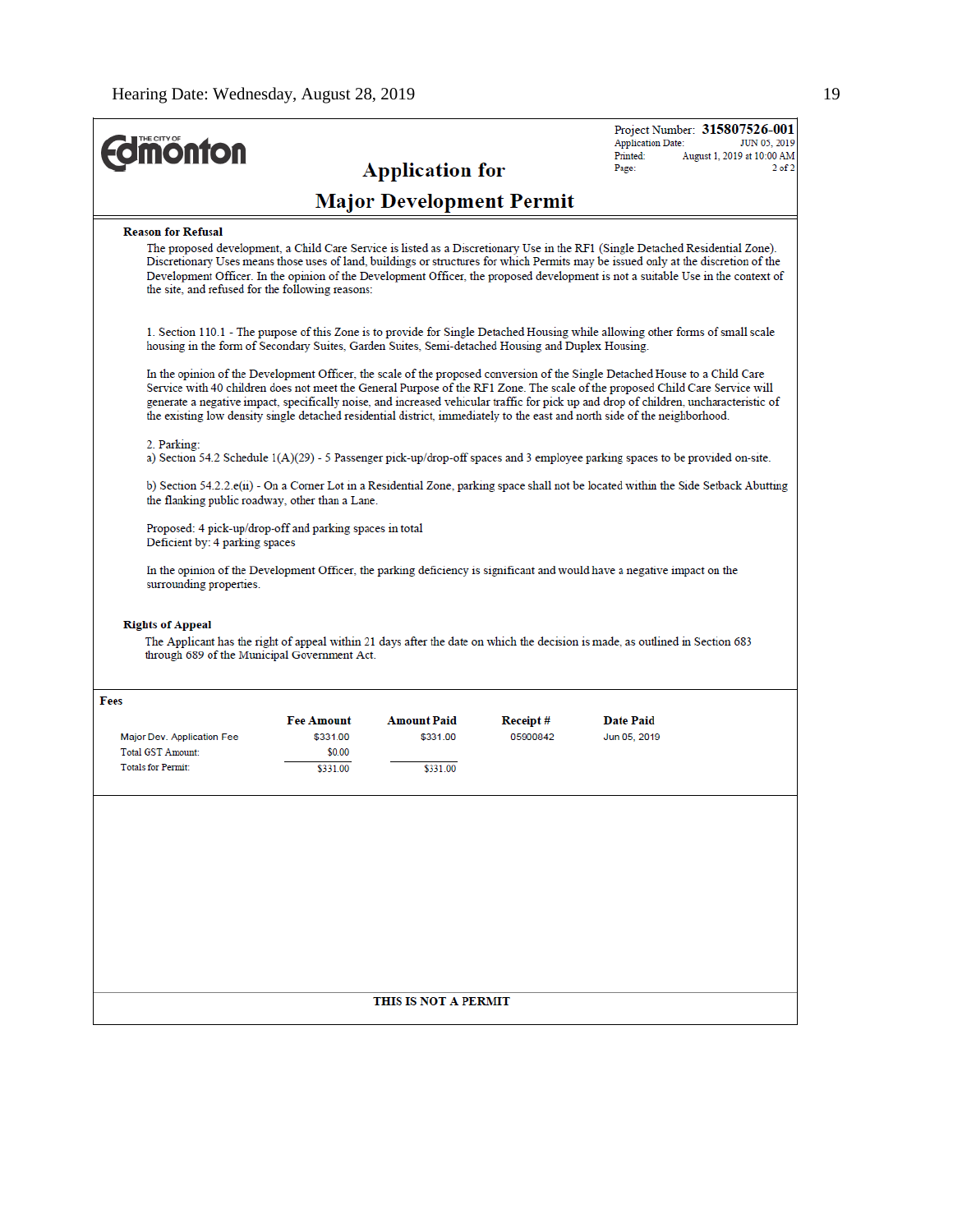The City of Edmonton

Project Number: **315807526-001**
Application Date: JUN 05, 2019
Printed: August 1, 2019 at 10:00 AM

# Application for Major Development Permit

**Reason for Refusal**

The proposed development, a Child Care Service is listed as a Discretionary Use in the RF1 (Single Detached Residential Zone). Discretionary Uses means those uses of land, buildings or structures for which Permits may be issued only at the discretion of the Development Officer. In the opinion of the Development Officer, the proposed development is not a suitable Use in the context of the site, and refused for the following reasons:

1. Section 110.1 - The purpose of this Zone is to provide for Single Detached Housing while allowing other forms of small scale housing in the form of Secondary Suites, Garden Suites, Semi-detached Housing and Duplex Housing.

In the opinion of the Development Officer, the scale of the proposed conversion of the Single Detached House to a Child Care Service with 40 children does not meet the General Purpose of the RF1 Zone. The scale of the proposed Child Care Service will generate a negative impact, specifically noise, and increased vehicular traffic for pick up and drop of children, uncharacteristic of the existing low density single detached residential district, immediately to the east and north side of the neighborhood.

2. Parking:
a) Section 54.2 Schedule 1(A)(29) - 5 Passenger pick-up/drop-off spaces and 3 employee parking spaces to be provided on-site.

b) Section 54.2.2.e(ii) - On a Corner Lot in a Residential Zone, parking space shall not be located within the Side Setback Abutting the flanking public roadway, other than a Lane.

Proposed: 4 pick-up/drop-off and parking spaces in total
Deficient by: 4 parking spaces

In the opinion of the Development Officer, the parking deficiency is significant and would have a negative impact on the surrounding properties.

**Rights of Appeal**

The Applicant has the right of appeal within 21 days after the date on which the decision is made, as outlined in Section 683 through 689 of the Municipal Government Act.

**Fees**

| | Fee Amount | Amount Paid | Receipt # | Date Paid |
|---|---|---|---|---|
| Major Dev. Application Fee | $331.00 | $331.00 | 05900842 | Jun 05, 2019 |
| Total GST Amount: | $0.00 | | | |
| Totals for Permit: | $331.00 | $331.00 | | |

**THIS IS NOT A PERMIT**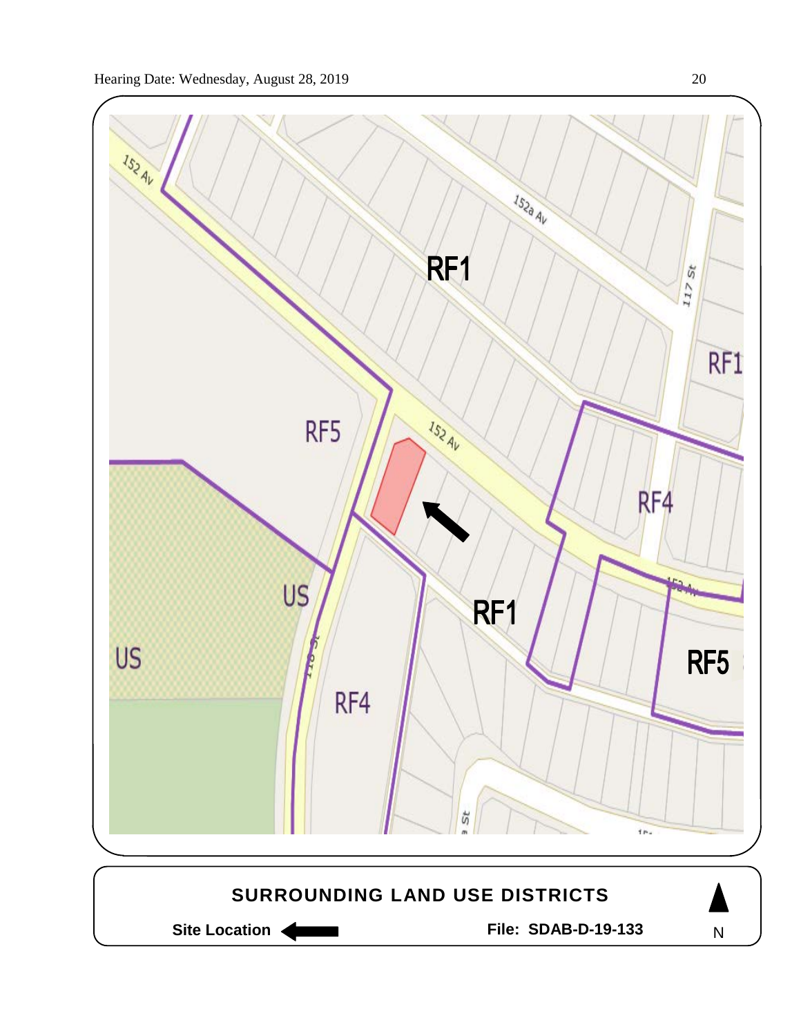152 Av

152a Av

RF1

117 St

RF1

RF5

152 Av

RF4

US

RF1

US

116 St

RF4

RF5

St

**SURROUNDING LAND USE DISTRICTS**

**Site Location**

**File: SDAB-D-19-133**

N